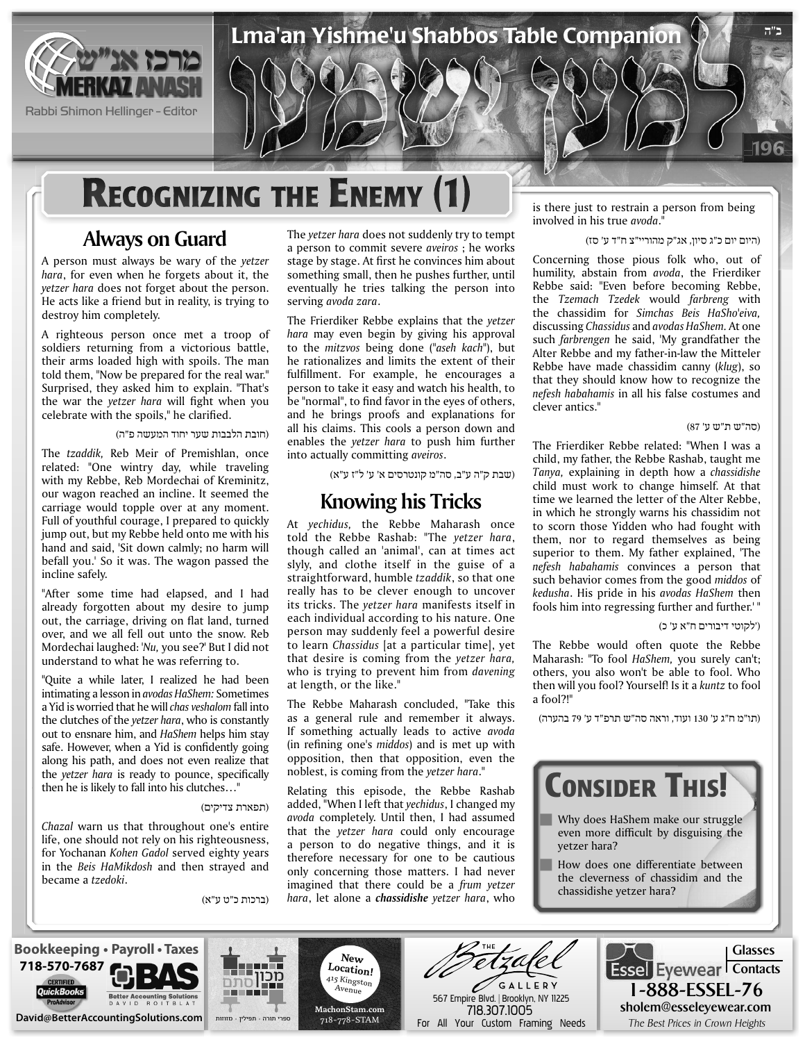# Recognizing the Enemy (1)

## Always on Guard

A person must always be wary of the *yetzer hara*, for even when he forgets about it, the *yetzer hara* does not forget about the person. He acts like a friend but in reality, is trying to destroy him completely.

A righteous person once met a troop of soldiers returning from a victorious battle, their arms loaded high with spoils. The man told them, "Now be prepared for the real war." Surprised, they asked him to explain. "That's the war the *yetzer hara* will fight when you celebrate with the spoils," he clarified.

(חובת הלבבות שער יחוד המעשה פ"ה)

The *tzaddik,* Reb Meir of Premishlan, once related: "One wintry day, while traveling with my Rebbe, Reb Mordechai of Kreminitz, our wagon reached an incline. It seemed the carriage would topple over at any moment. Full of youthful courage, I prepared to quickly jump out, but my Rebbe held onto me with his hand and said, 'Sit down calmly; no harm will befall you.' So it was. The wagon passed the incline safely.

"After some time had elapsed, and I had already forgotten about my desire to jump out, the carriage, driving on flat land, turned over, and we all fell out unto the snow. Reb Mordechai laughed: '*Nu,* you see?' But I did not understand to what he was referring to.

"Quite a while later, I realized he had been intimating a lesson in *avodas HaShem:* Sometimes a Yid is worried that he will *chas veshalom* fall into the clutches of the *yetzer hara*, who is constantly out to ensnare him, and *HaShem* helps him stay safe. However, when a Yid is confidently going along his path, and does not even realize that the *yetzer hara* is ready to pounce, specifically then he is likely to fall into his clutches…"

(תפארת צדיקים)

*Chazal* warn us that throughout one's entire life, one should not rely on his righteousness, for Yochanan *Kohen Gadol* served eighty years in the *Beis HaMikdosh* and then strayed and became a *tzedoki*.

(ברכות כ"ט ע"א)

The *yetzer hara* does not suddenly try to tempt a person to commit severe *aveiros* ; he works stage by stage. At first he convinces him about something small, then he pushes further, until eventually he tries talking the person into serving *avoda zara*.

The Frierdiker Rebbe explains that the *yetzer hara* may even begin by giving his approval to the *mitzvos* being done ("*aseh kach*"), but he rationalizes and limits the extent of their fulfillment. For example, he encourages a person to take it easy and watch his health, to be "normal", to find favor in the eyes of others, and he brings proofs and explanations for all his claims. This cools a person down and enables the *yetzer hara* to push him further into actually committing *aveiros*.

(שבת ק"ה ע"ב, סה"מ קונטרסים א' ע' ל"ז ע"א)

## Knowing his Tricks

At *yechidus,* the Rebbe Maharash once told the Rebbe Rashab: "The *yetzer hara*, though called an 'animal', can at times act slyly, and clothe itself in the guise of a straightforward, humble *tzaddik*, so that one really has to be clever enough to uncover its tricks. The *yetzer hara* manifests itself in each individual according to his nature. One person may suddenly feel a powerful desire to learn *Chassidus* [at a particular time], yet that desire is coming from the *yetzer hara,* who is trying to prevent him from *davening* at length, or the like."

The Rebbe Maharash concluded, "Take this as a general rule and remember it always. If something actually leads to active *avoda* (in refining one's *middos*) and is met up with opposition, then that opposition, even the noblest, is coming from the *yetzer hara*."

Relating this episode, the Rebbe Rashab added, "When I left that *yechidus*, I changed my *avoda* completely. Until then, I had assumed that the *yetzer hara* could only encourage a person to do negative things, and it is therefore necessary for one to be cautious only concerning those matters. I had never imagined that there could be a *frum yetzer hara*, let alone a ***chassidishe*** *yetzer hara*, who is there just to restrain a person from being involved in his true *avoda*."

(היום יום כ"ג סיון, אג"ק מהוריי"צ ח"ד ע' סז)

Concerning those pious folk who, out of humility, abstain from *avoda*, the Frierdiker Rebbe said: "Even before becoming Rebbe, the *Tzemach Tzedek* would *farbreng* with the chassidim for *Simchas Beis HaSho'eiva,* discussing *Chassidus* and *avodas HaShem*. At one such *farbrengen* he said, 'My grandfather the Alter Rebbe and my father-in-law the Mitteler Rebbe have made chassidim canny (*klug*), so that they should know how to recognize the *nefesh habahamis* in all his false costumes and clever antics."

(סה"ש ת"ש ע' 87)

The Frierdiker Rebbe related: "When I was a child, my father, the Rebbe Rashab, taught me *Tanya*, explaining in depth how a *chassidishe* child must work to change himself. At that time we learned the letter of the Alter Rebbe, in which he strongly warns his chassidim not to scorn those Yidden who had fought with them, nor to regard themselves as being superior to them. My father explained, 'The *nefesh habahamis* convinces a person that such behavior comes from the good *middos* of *kedusha*. His pride in his *avodas HaShem* then fools him into regressing further and further.' "

(לקוטי דיבורים ח"א ע' כ)

The Rebbe would often quote the Rebbe Maharash: "To fool *HaShem,* you surely can't; others, you also won't be able to fool. Who then will you fool? Yourself! Is it a *kuntz* to fool a fool?!"

(תו"מ ח"ג ע' 130 ועוד, וראה סה"ש תרפ"ד ע' 79 בהערה)

## Consider This!

- Why does HaShem make our struggle even more difficult by disguising the yetzer hara?
- How does one differentiate between the cleverness of chassidim and the chassidishe yetzer hara?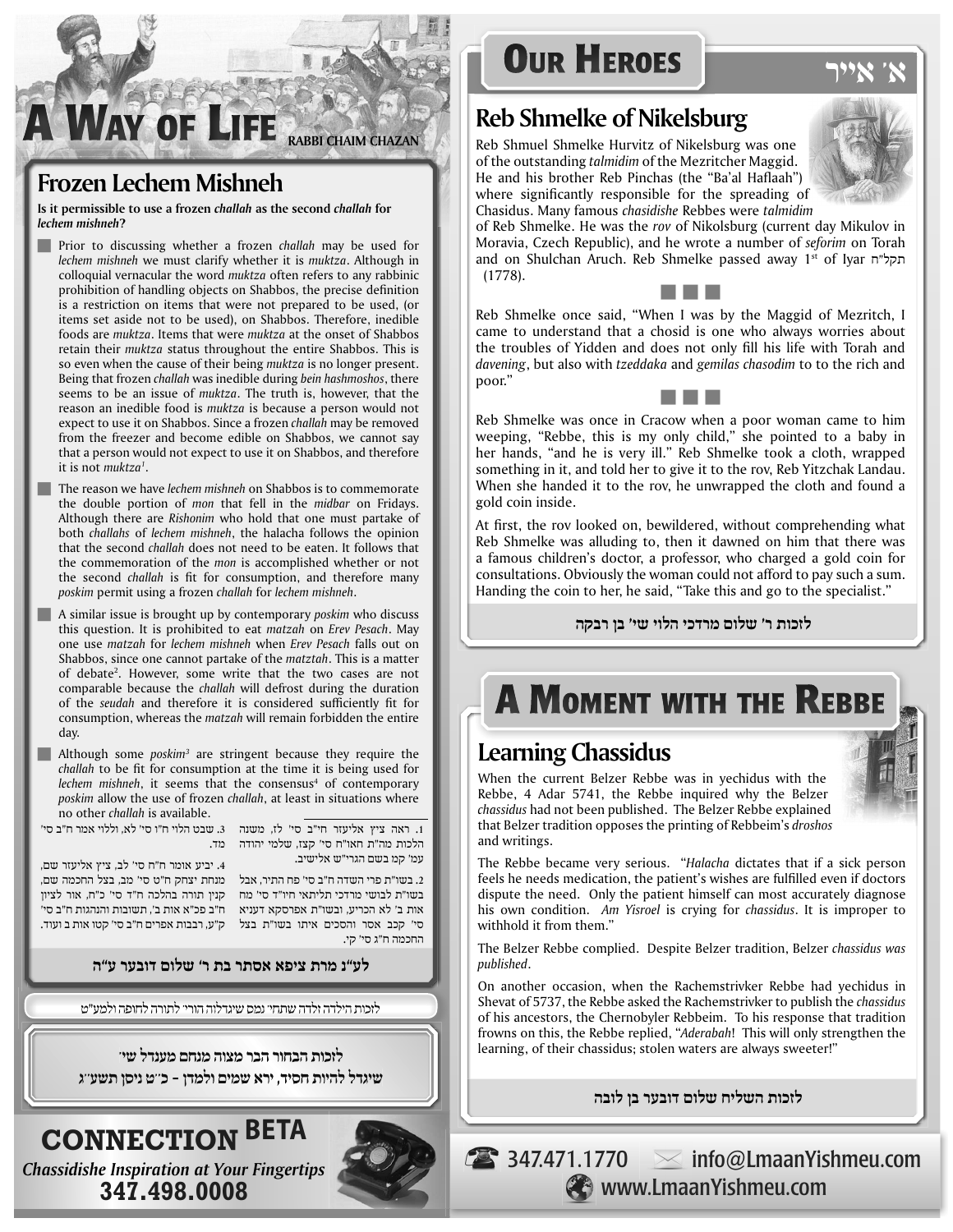# A WAY OF LIFE

RABBI CHAIM CHAZAN

## Frozen Lechem Mishneh

**Is it permissible to use a frozen *challah* as the second *challah* for *lechem mishneh*?**

- Prior to discussing whether a frozen *challah* may be used for *lechem mishneh* we must clarify whether it is *muktza*. Although in colloquial vernacular the word *muktza* often refers to any rabbinic prohibition of handling objects on Shabbos, the precise definition is a restriction on items that were not prepared to be used, (or items set aside not to be used), on Shabbos. Therefore, inedible foods are *muktza*. Items that were *muktza* at the onset of Shabbos retain their *muktza* status throughout the entire Shabbos. This is so even when the cause of their being *muktza* is no longer present. Being that frozen *challah* was inedible during *bein hashmoshos*, there seems to be an issue of *muktza*. The truth is, however, that the reason an inedible food is *muktza* is because a person would not expect to use it on Shabbos. Since a frozen *challah* may be removed from the freezer and become edible on Shabbos, we cannot say that a person would not expect to use it on Shabbos, and therefore it is not *muktza*[1].
- The reason we have *lechem mishneh* on Shabbos is to commemorate the double portion of *mon* that fell in the *midbar* on Fridays. Although there are *Rishonim* who hold that one must partake of both *challahs* of *lechem mishneh*, the halacha follows the opinion that the second *challah* does not need to be eaten. It follows that the commemoration of the *mon* is accomplished whether or not the second *challah* is fit for consumption, and therefore many *poskim* permit using a frozen *challah* for *lechem mishneh*.
- A similar issue is brought up by contemporary *poskim* who discuss this question. It is prohibited to eat *matzah* on *Erev Pesach*. May one use *matzah* for *lechem mishneh* when *Erev Pesach* falls out on Shabbos, since one cannot partake of the *matztah*. This is a matter of debate[2]. However, some write that the two cases are not comparable because the *challah* will defrost during the duration of the *seudah* and therefore it is considered sufficiently fit for consumption, whereas the *matzah* will remain forbidden the entire day.
- Although some *poskim*[3] are stringent because they require the *challah* to be fit for consumption at the time it is being used for *lechem mishneh*, it seems that the consensus[4] of contemporary *poskim* allow the use of frozen *challah*, at least in situations where no other *challah* is available.

1. ראה ציץ אליעזר חי"ב סי' לז, משנה הלכות מה"ת חאו"ח סי' קצז, שלמי יהודה עמ' קמ בשם הגרי"ש אלישיב.

2. בשו"ת פרי השדה ח"ב סי' פח התיר, אבל בשו"ת לבושי מרדכי תליתאי חיו"ד סי' מח אות ב' לא הכריע, ובשו"ת אפרסקא דעניא סי' קכב אסר והסכים איתו בשו"ת בצל החכמה ח"ג סי' קי.

3. שבט הלוי ח"ו סי' לא, וללוי אמר ח"ב סי' מד.

4. יביע אומר ח"ח סי' לב, ציץ אליעזר שם, מנחת יצחק ח"ט סי' מב, בצל החכמה שם, קנין תורה בהלכה ח"ד סי' כ"ח, אור לציון ח"ב פכ"א אות ב', תשובות והנהגות ח"ב סי' ק"ע, רבבות אפרים ח"ב סי' קטו אות ב ועוד.

**לע"נ מרת ציפא אסתר בת ר' שלום דובער ע"ה**

לזכות הילדה ולדה שתחי' נמס שיגדלוה הורי' לתורה לחופה ולמע"ט

**לזכות הבחור הבר מצוה מנחם מענדל שי'**
**שיגדל להיות חסיד, ירא שמים ולמדן - כ"ט ניסן תשע"ג**

# OUR HEROES

**א' אייר**

## Reb Shmelke of Nikelsburg

Reb Shmuel Shmelke Hurvitz of Nikelsburg was one of the outstanding *talmidim* of the Mezritcher Maggid. He and his brother Reb Pinchas (the "Ba'al Haflaah") where significantly responsible for the spreading of Chasidus. Many famous *chasidishe* Rebbes were *talmidim* of Reb Shmelke. He was the *rov* of Nikolsburg (current day Mikulov in Moravia, Czech Republic), and he wrote a number of *seforim* on Torah and on Shulchan Aruch. Reb Shmelke passed away 1st of Iyar תקל"ח (1778).

■ ■ ■

Reb Shmelke once said, "When I was by the Maggid of Mezritch, I came to understand that a chosid is one who always worries about the troubles of Yidden and does not only fill his life with Torah and *davening*, but also with *tzeddaka* and *gemilas chasodim* to to the rich and poor."

■ ■ ■

Reb Shmelke was once in Cracow when a poor woman came to him weeping, "Rebbe, this is my only child," she pointed to a baby in her hands, "and he is very ill." Reb Shmelke took a cloth, wrapped something in it, and told her to give it to the rov, Reb Yitzchak Landau. When she handed it to the rov, he unwrapped the cloth and found a gold coin inside.

At first, the rov looked on, bewildered, without comprehending what Reb Shmelke was alluding to, then it dawned on him that there was a famous children's doctor, a professor, who charged a gold coin for consultations. Obviously the woman could not afford to pay such a sum. Handing the coin to her, he said, "Take this and go to the specialist."

**לזכות ר' שלום מרדכי הלוי שי' בן רבקה**

# A MOMENT WITH THE REBBE

## Learning Chassidus

When the current Belzer Rebbe was in yechidus with the Rebbe, 4 Adar 5741, the Rebbe inquired why the Belzer *chassidus* had not been published. The Belzer Rebbe explained that Belzer tradition opposes the printing of Rebbeim's *droshos* and writings.

The Rebbe became very serious. "*Halacha* dictates that if a sick person feels he needs medication, the patient's wishes are fulfilled even if doctors dispute the need. Only the patient himself can most accurately diagnose his own condition. *Am Yisroel* is crying for *chassidus*. It is improper to withhold it from them."

The Belzer Rebbe complied. Despite Belzer tradition, Belzer *chassidus was published*.

On another occasion, when the Rachemstrivker Rebbe had yechidus in Shevat of 5737, the Rebbe asked the Rachemstrivker to publish the *chassidus* of his ancestors, the Chernobyler Rebbeim. To his response that tradition frowns on this, the Rebbe replied, "*Aderabah*! This will only strengthen the learning, of their chassidus; stolen waters are always sweeter!"

**לזכות השליח שלום דובער בן לובה**

**CONNECTION BETA**
*Chassidishe Inspiration at Your Fingertips*
**347.498.0008**

347.471.1770 info@LmaanYishmeu.com
www.LmaanYishmeu.com